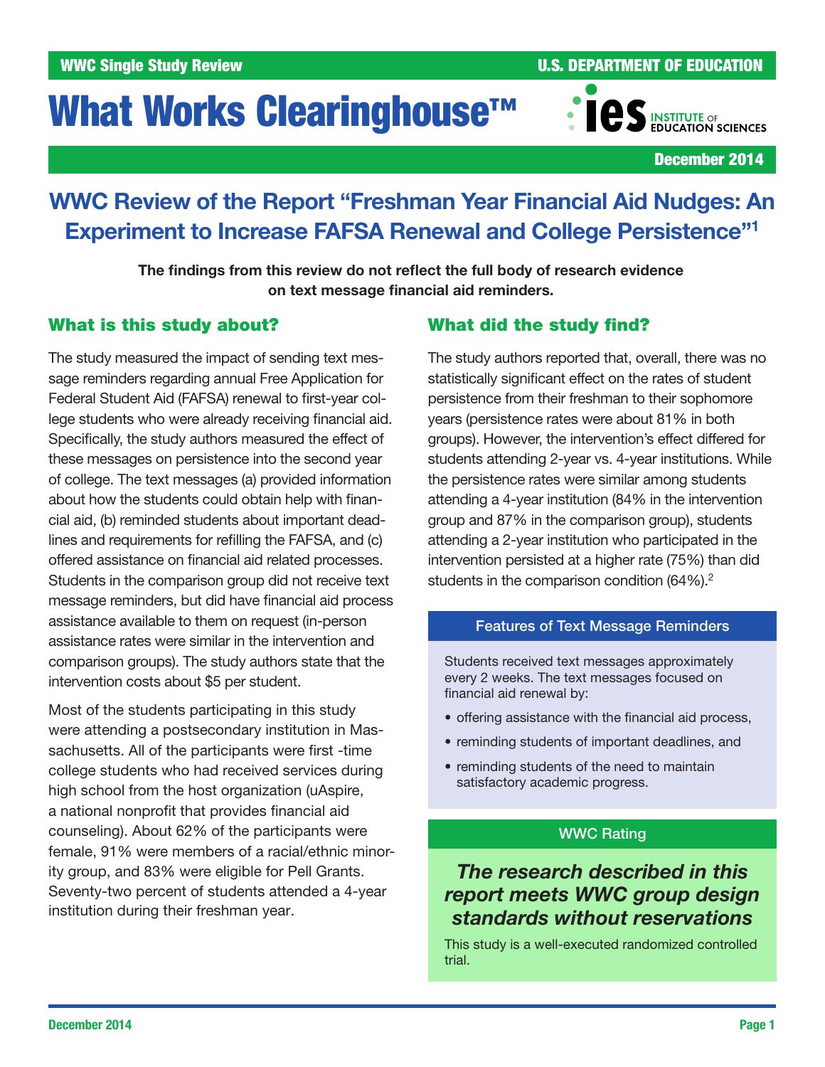WWC Single Study Review

U.S. DEPARTMENT OF EDUCATION

# What Works Clearinghouse™

December 2014

## WWC Review of the Report "Freshman Year Financial Aid Nudges: An Experiment to Increase FAFSA Renewal and College Persistence"[1]

**The findings from this review do not reflect the full body of research evidence on text message financial aid reminders.**

### What is this study about?

The study measured the impact of sending text message reminders regarding annual Free Application for Federal Student Aid (FAFSA) renewal to first-year college students who were already receiving financial aid. Specifically, the study authors measured the effect of these messages on persistence into the second year of college. The text messages (a) provided information about how the students could obtain help with financial aid, (b) reminded students about important deadlines and requirements for refilling the FAFSA, and (c) offered assistance on financial aid related processes. Students in the comparison group did not receive text message reminders, but did have financial aid process assistance available to them on request (in-person assistance rates were similar in the intervention and comparison groups). The study authors state that the intervention costs about $5 per student.

Most of the students participating in this study were attending a postsecondary institution in Massachusetts. All of the participants were first -time college students who had received services during high school from the host organization (uAspire, a national nonprofit that provides financial aid counseling). About 62% of the participants were female, 91% were members of a racial/ethnic minority group, and 83% were eligible for Pell Grants. Seventy-two percent of students attended a 4-year institution during their freshman year.

### What did the study find?

The study authors reported that, overall, there was no statistically significant effect on the rates of student persistence from their freshman to their sophomore years (persistence rates were about 81% in both groups). However, the intervention's effect differed for students attending 2-year vs. 4-year institutions. While the persistence rates were similar among students attending a 4-year institution (84% in the intervention group and 87% in the comparison group), students attending a 2-year institution who participated in the intervention persisted at a higher rate (75%) than did students in the comparison condition (64%).[2]

#### Features of Text Message Reminders

Students received text messages approximately every 2 weeks. The text messages focused on financial aid renewal by:

- offering assistance with the financial aid process,
- reminding students of important deadlines, and
- reminding students of the need to maintain satisfactory academic progress.

#### WWC Rating

***The research described in this report meets WWC group design standards without reservations***

This study is a well-executed randomized controlled trial.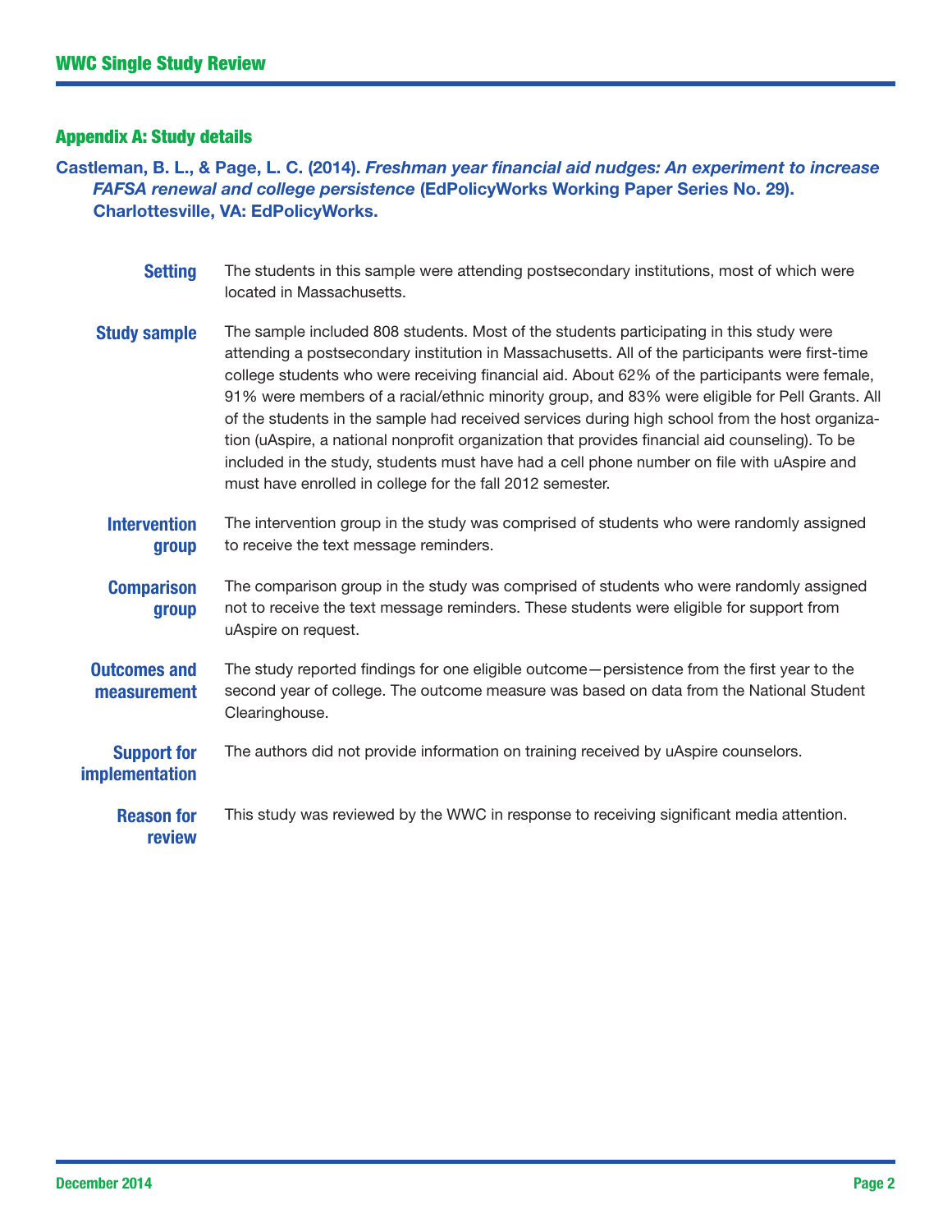## Appendix A: Study details

**Castleman, B. L., & Page, L. C. (2014). *Freshman year financial aid nudges: An experiment to increase FAFSA renewal and college persistence* (EdPolicyWorks Working Paper Series No. 29). Charlottesville, VA: EdPolicyWorks.**

| | |
|---|---|
| **Setting** | The students in this sample were attending postsecondary institutions, most of which were located in Massachusetts. |
| **Study sample** | The sample included 808 students. Most of the students participating in this study were attending a postsecondary institution in Massachusetts. All of the participants were first-time college students who were receiving financial aid. About 62% of the participants were female, 91% were members of a racial/ethnic minority group, and 83% were eligible for Pell Grants. All of the students in the sample had received services during high school from the host organization (uAspire, a national nonprofit organization that provides financial aid counseling). To be included in the study, students must have had a cell phone number on file with uAspire and must have enrolled in college for the fall 2012 semester. |
| **Intervention group** | The intervention group in the study was comprised of students who were randomly assigned to receive the text message reminders. |
| **Comparison group** | The comparison group in the study was comprised of students who were randomly assigned not to receive the text message reminders. These students were eligible for support from uAspire on request. |
| **Outcomes and measurement** | The study reported findings for one eligible outcome—persistence from the first year to the second year of college. The outcome measure was based on data from the National Student Clearinghouse. |
| **Support for implementation** | The authors did not provide information on training received by uAspire counselors. |
| **Reason for review** | This study was reviewed by the WWC in response to receiving significant media attention. |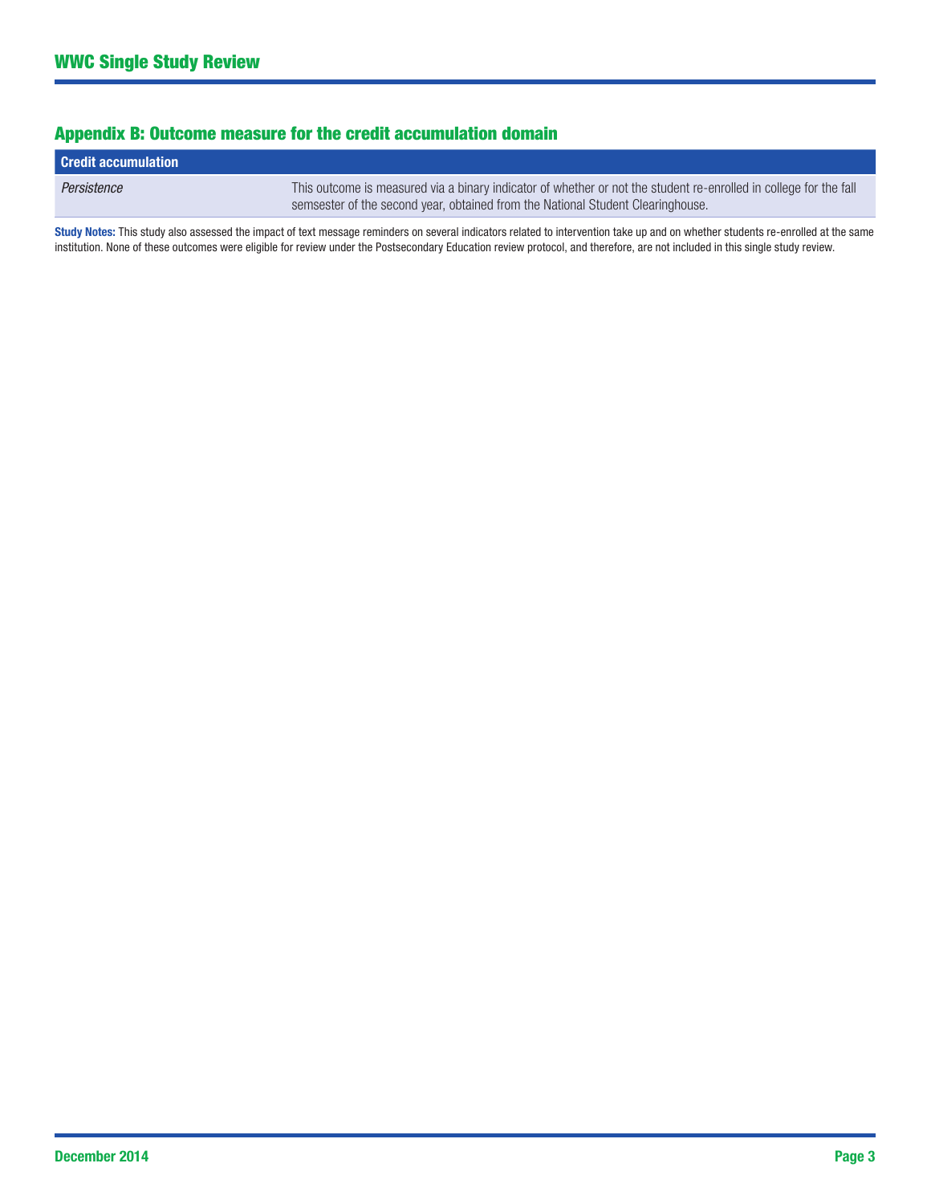## Appendix B: Outcome measure for the credit accumulation domain

| Credit accumulation | |
|---|---|
| *Persistence* | This outcome is measured via a binary indicator of whether or not the student re-enrolled in college for the fall semsester of the second year, obtained from the National Student Clearinghouse. |

**Study Notes:** This study also assessed the impact of text message reminders on several indicators related to intervention take up and on whether students re-enrolled at the same institution. None of these outcomes were eligible for review under the Postsecondary Education review protocol, and therefore, are not included in this single study review.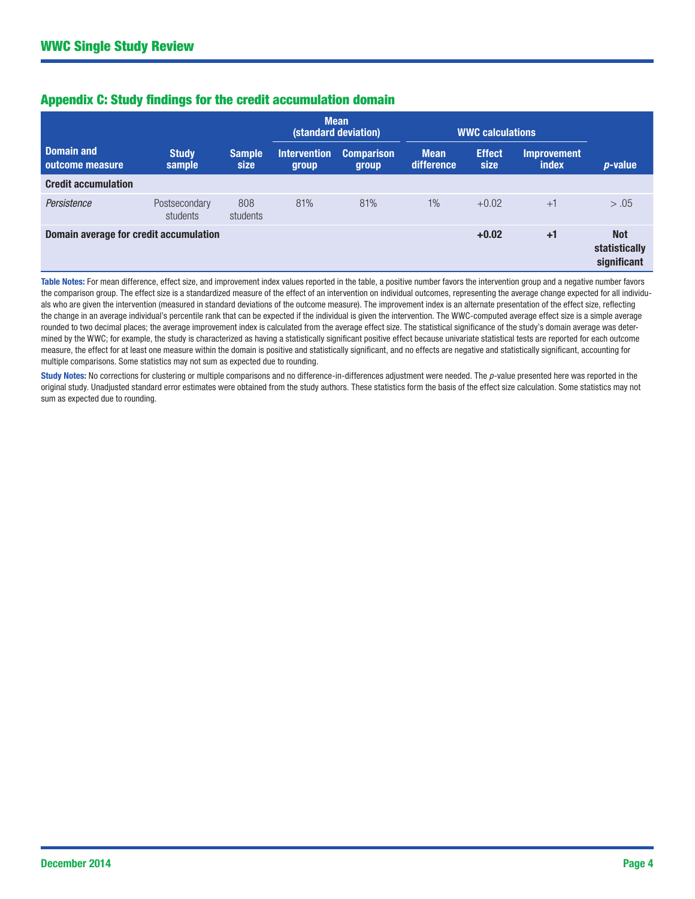## Appendix C: Study findings for the credit accumulation domain

| | | | Mean (standard deviation) | | WWC calculations | | | |
|---|---|---|---|---|---|---|---|---|
| Domain and outcome measure | Study sample | Sample size | Intervention group | Comparison group | Mean difference | Effect size | Improvement index | *p*-value |
| **Credit accumulation** | | | | | | | | |
| *Persistence* | Postsecondary students | 808 students | 81% | 81% | 1% | +0.02 | +1 | > .05 |
| **Domain average for credit accumulation** | | | | | | **+0.02** | **+1** | **Not statistically significant** |

**Table Notes:** For mean difference, effect size, and improvement index values reported in the table, a positive number favors the intervention group and a negative number favors the comparison group. The effect size is a standardized measure of the effect of an intervention on individual outcomes, representing the average change expected for all individuals who are given the intervention (measured in standard deviations of the outcome measure). The improvement index is an alternate presentation of the effect size, reflecting the change in an average individual's percentile rank that can be expected if the individual is given the intervention. The WWC-computed average effect size is a simple average rounded to two decimal places; the average improvement index is calculated from the average effect size. The statistical significance of the study's domain average was determined by the WWC; for example, the study is characterized as having a statistically significant positive effect because univariate statistical tests are reported for each outcome measure, the effect for at least one measure within the domain is positive and statistically significant, and no effects are negative and statistically significant, accounting for multiple comparisons. Some statistics may not sum as expected due to rounding.

**Study Notes:** No corrections for clustering or multiple comparisons and no difference-in-differences adjustment were needed. The *p*-value presented here was reported in the original study. Unadjusted standard error estimates were obtained from the study authors. These statistics form the basis of the effect size calculation. Some statistics may not sum as expected due to rounding.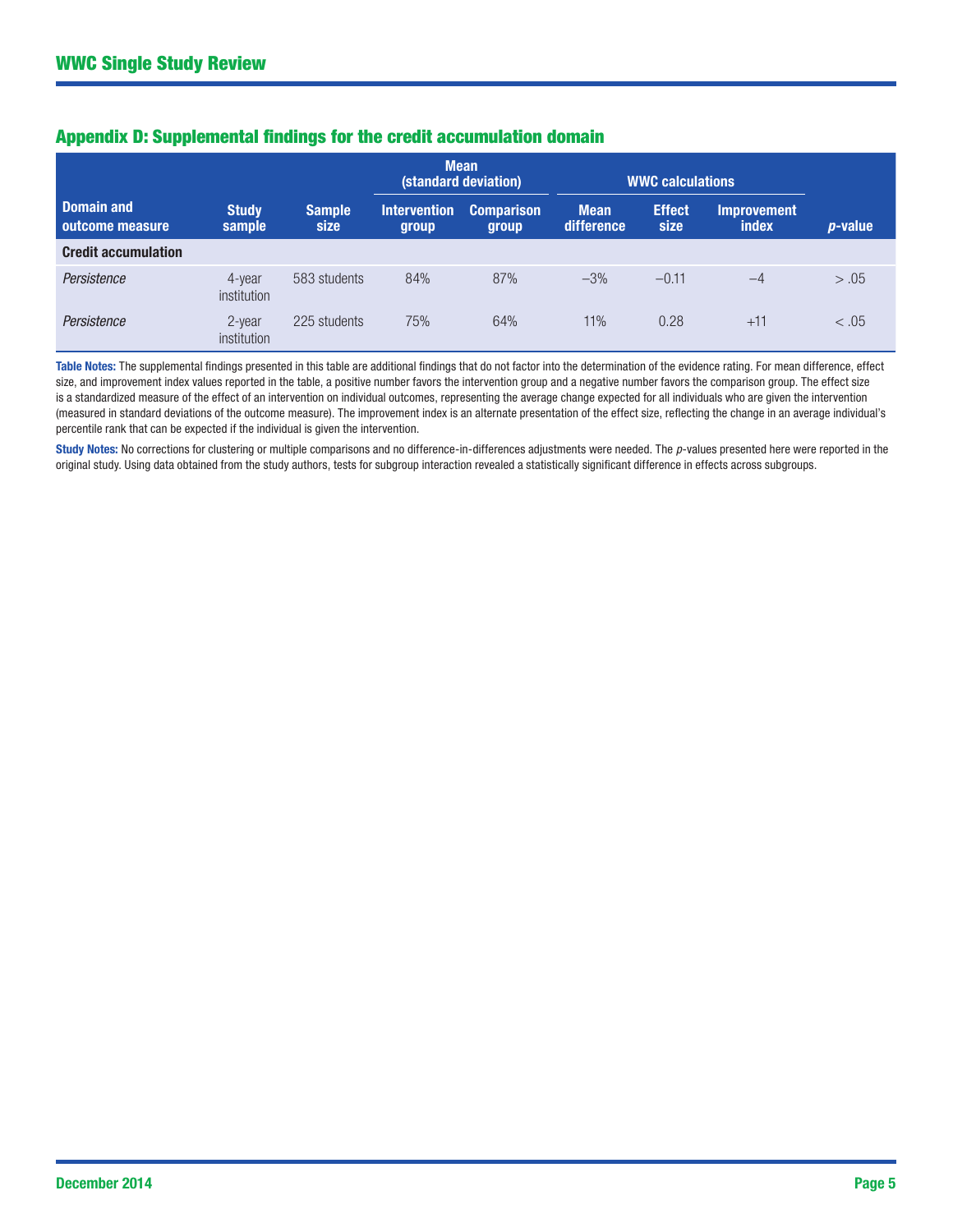## Appendix D: Supplemental findings for the credit accumulation domain

| Domain and outcome measure | Study sample | Sample size | Mean (standard deviation) | | WWC calculations | | | p-value |
|---|---|---|---|---|---|---|---|---|
| | | | Intervention group | Comparison group | Mean difference | Effect size | Improvement index | |
| **Credit accumulation** | | | | | | | | |
| *Persistence* | 4-year institution | 583 students | 84% | 87% | –3% | –0.11 | –4 | > .05 |
| *Persistence* | 2-year institution | 225 students | 75% | 64% | 11% | 0.28 | +11 | < .05 |

**Table Notes:** The supplemental findings presented in this table are additional findings that do not factor into the determination of the evidence rating. For mean difference, effect size, and improvement index values reported in the table, a positive number favors the intervention group and a negative number favors the comparison group. The effect size is a standardized measure of the effect of an intervention on individual outcomes, representing the average change expected for all individuals who are given the intervention (measured in standard deviations of the outcome measure). The improvement index is an alternate presentation of the effect size, reflecting the change in an average individual's percentile rank that can be expected if the individual is given the intervention.

**Study Notes:** No corrections for clustering or multiple comparisons and no difference-in-differences adjustments were needed. The *p*-values presented here were reported in the original study. Using data obtained from the study authors, tests for subgroup interaction revealed a statistically significant difference in effects across subgroups.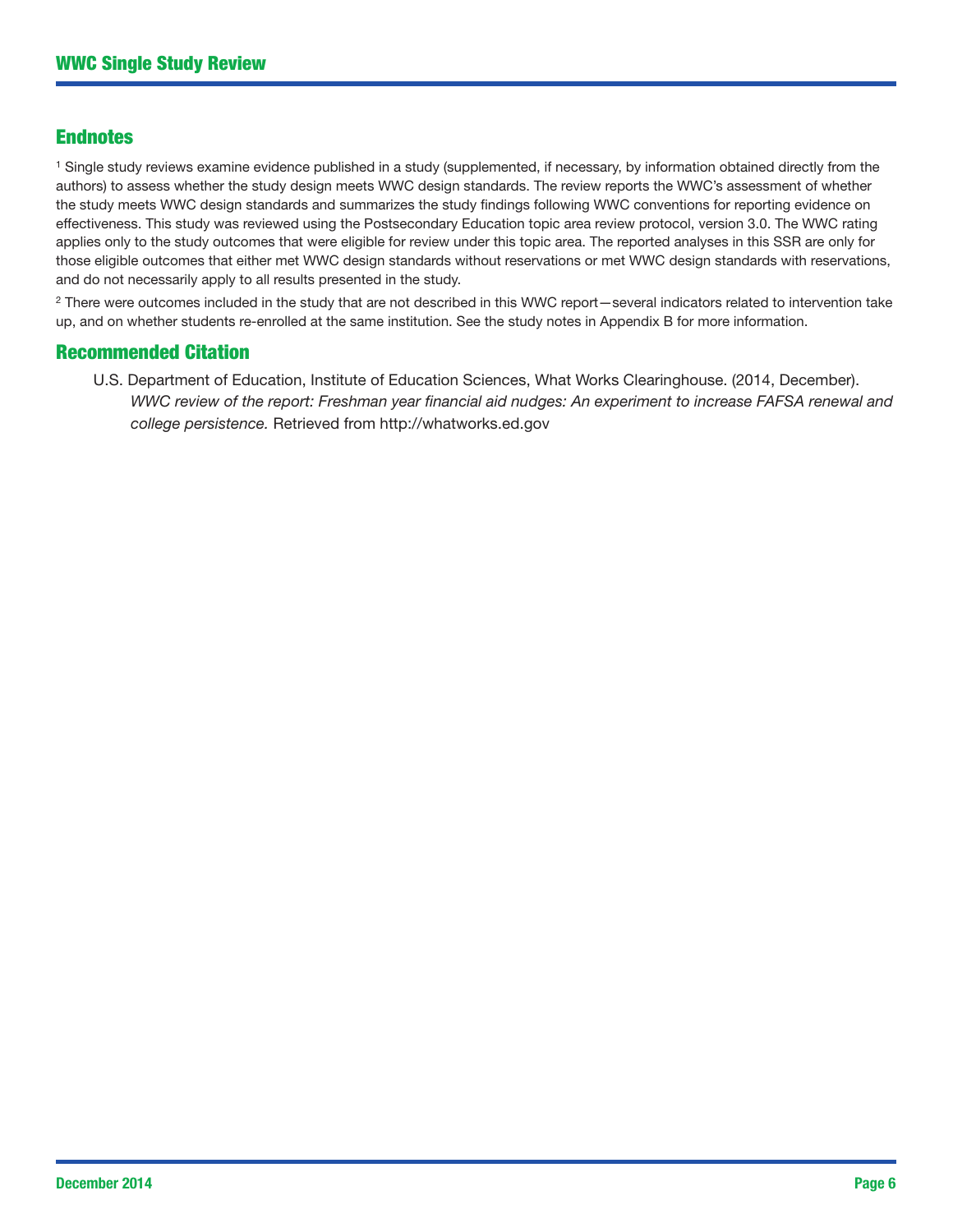## Endnotes

[1] Single study reviews examine evidence published in a study (supplemented, if necessary, by information obtained directly from the authors) to assess whether the study design meets WWC design standards. The review reports the WWC's assessment of whether the study meets WWC design standards and summarizes the study findings following WWC conventions for reporting evidence on effectiveness. This study was reviewed using the Postsecondary Education topic area review protocol, version 3.0. The WWC rating applies only to the study outcomes that were eligible for review under this topic area. The reported analyses in this SSR are only for those eligible outcomes that either met WWC design standards without reservations or met WWC design standards with reservations, and do not necessarily apply to all results presented in the study.

[2] There were outcomes included in the study that are not described in this WWC report—several indicators related to intervention take up, and on whether students re-enrolled at the same institution. See the study notes in Appendix B for more information.

## Recommended Citation

U.S. Department of Education, Institute of Education Sciences, What Works Clearinghouse. (2014, December). *WWC review of the report: Freshman year financial aid nudges: An experiment to increase FAFSA renewal and college persistence.* Retrieved from http://whatworks.ed.gov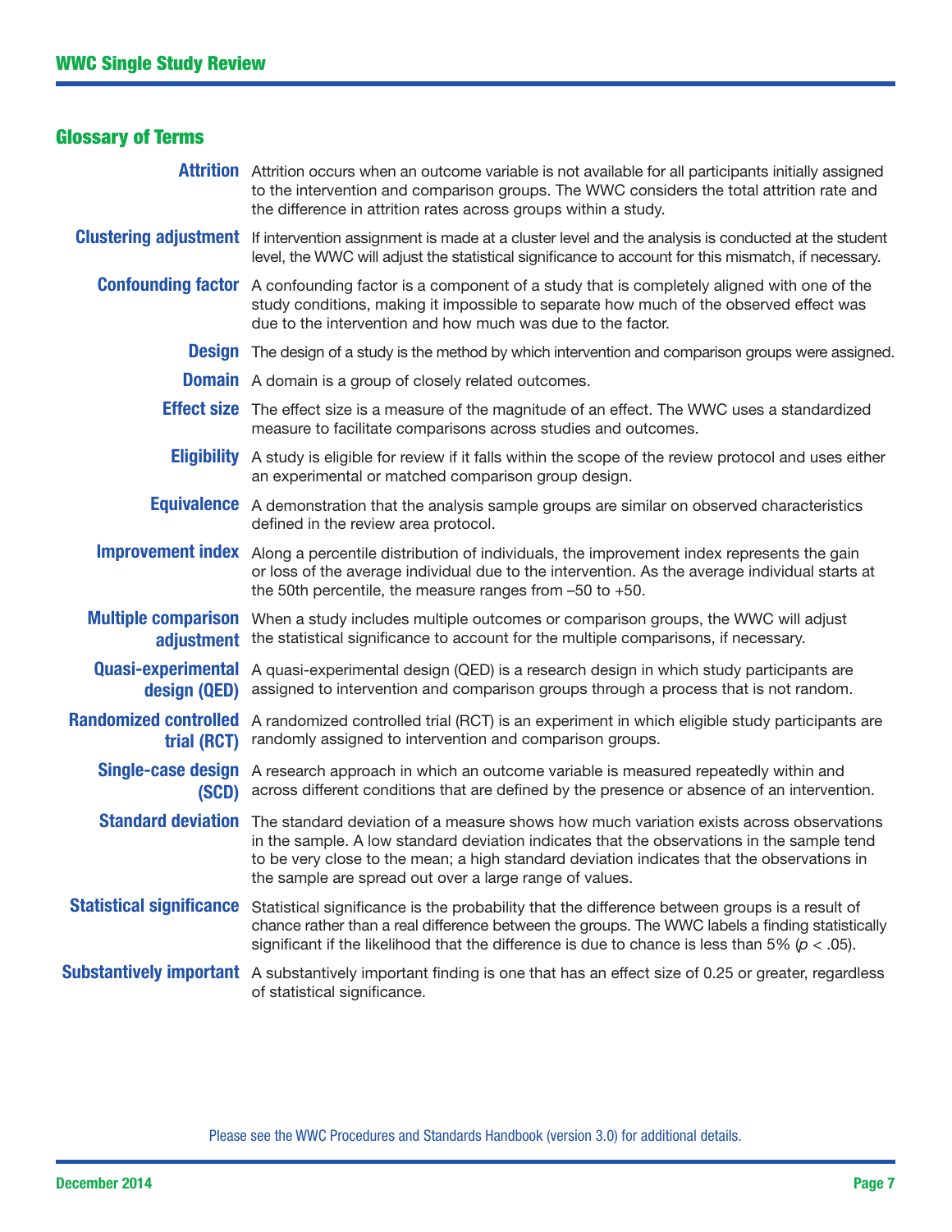## Glossary of Terms

**Attrition** Attrition occurs when an outcome variable is not available for all participants initially assigned to the intervention and comparison groups. The WWC considers the total attrition rate and the difference in attrition rates across groups within a study.

**Clustering adjustment** If intervention assignment is made at a cluster level and the analysis is conducted at the student level, the WWC will adjust the statistical significance to account for this mismatch, if necessary.

**Confounding factor** A confounding factor is a component of a study that is completely aligned with one of the study conditions, making it impossible to separate how much of the observed effect was due to the intervention and how much was due to the factor.

**Design** The design of a study is the method by which intervention and comparison groups were assigned.

**Domain** A domain is a group of closely related outcomes.

**Effect size** The effect size is a measure of the magnitude of an effect. The WWC uses a standardized measure to facilitate comparisons across studies and outcomes.

**Eligibility** A study is eligible for review if it falls within the scope of the review protocol and uses either an experimental or matched comparison group design.

**Equivalence** A demonstration that the analysis sample groups are similar on observed characteristics defined in the review area protocol.

**Improvement index** Along a percentile distribution of individuals, the improvement index represents the gain or loss of the average individual due to the intervention. As the average individual starts at the 50th percentile, the measure ranges from –50 to +50.

**Multiple comparison adjustment** When a study includes multiple outcomes or comparison groups, the WWC will adjust the statistical significance to account for the multiple comparisons, if necessary.

**Quasi-experimental design (QED)** A quasi-experimental design (QED) is a research design in which study participants are assigned to intervention and comparison groups through a process that is not random.

**Randomized controlled trial (RCT)** A randomized controlled trial (RCT) is an experiment in which eligible study participants are randomly assigned to intervention and comparison groups.

**Single-case design (SCD)** A research approach in which an outcome variable is measured repeatedly within and across different conditions that are defined by the presence or absence of an intervention.

**Standard deviation** The standard deviation of a measure shows how much variation exists across observations in the sample. A low standard deviation indicates that the observations in the sample tend to be very close to the mean; a high standard deviation indicates that the observations in the sample are spread out over a large range of values.

**Statistical significance** Statistical significance is the probability that the difference between groups is a result of chance rather than a real difference between the groups. The WWC labels a finding statistically significant if the likelihood that the difference is due to chance is less than 5% ($p < .05$).

**Substantively important** A substantively important finding is one that has an effect size of 0.25 or greater, regardless of statistical significance.

Please see the WWC Procedures and Standards Handbook (version 3.0) for additional details.